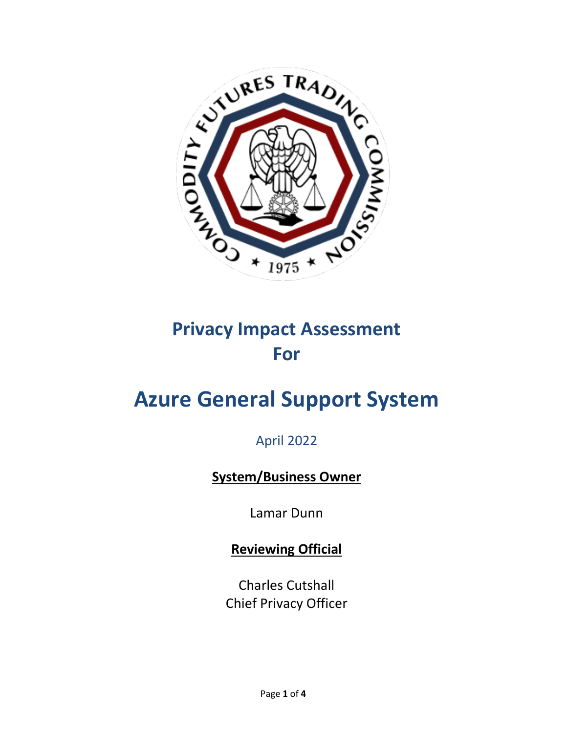# Privacy Impact Assessment For

# Azure General Support System

April 2022

**System/Business Owner**

Lamar Dunn

**Reviewing Official**

Charles Cutshall
Chief Privacy Officer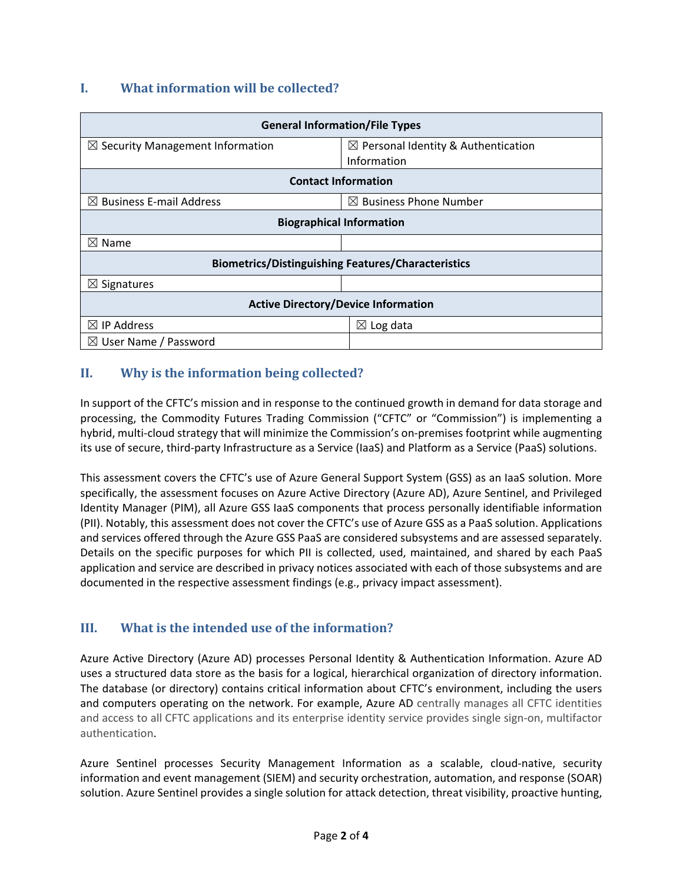## I. What information will be collected?

| General Information/File Types | |
|---|---|
| ☒ Security Management Information | ☒ Personal Identity & Authentication Information |
| **Contact Information** | |
| ☒ Business E-mail Address | ☒ Business Phone Number |
| **Biographical Information** | |
| ☒ Name | |
| **Biometrics/Distinguishing Features/Characteristics** | |
| ☒ Signatures | |
| **Active Directory/Device Information** | |
| ☒ IP Address | ☒ Log data |
| ☒ User Name / Password | |

## II. Why is the information being collected?

In support of the CFTC's mission and in response to the continued growth in demand for data storage and processing, the Commodity Futures Trading Commission ("CFTC" or "Commission") is implementing a hybrid, multi-cloud strategy that will minimize the Commission's on-premises footprint while augmenting its use of secure, third-party Infrastructure as a Service (IaaS) and Platform as a Service (PaaS) solutions.

This assessment covers the CFTC's use of Azure General Support System (GSS) as an IaaS solution. More specifically, the assessment focuses on Azure Active Directory (Azure AD), Azure Sentinel, and Privileged Identity Manager (PIM), all Azure GSS IaaS components that process personally identifiable information (PII). Notably, this assessment does not cover the CFTC's use of Azure GSS as a PaaS solution. Applications and services offered through the Azure GSS PaaS are considered subsystems and are assessed separately. Details on the specific purposes for which PII is collected, used, maintained, and shared by each PaaS application and service are described in privacy notices associated with each of those subsystems and are documented in the respective assessment findings (e.g., privacy impact assessment).

## III. What is the intended use of the information?

Azure Active Directory (Azure AD) processes Personal Identity & Authentication Information. Azure AD uses a structured data store as the basis for a logical, hierarchical organization of directory information. The database (or directory) contains critical information about CFTC's environment, including the users and computers operating on the network. For example, Azure AD centrally manages all CFTC identities and access to all CFTC applications and its enterprise identity service provides single sign-on, multifactor authentication.

Azure Sentinel processes Security Management Information as a scalable, cloud-native, security information and event management (SIEM) and security orchestration, automation, and response (SOAR) solution. Azure Sentinel provides a single solution for attack detection, threat visibility, proactive hunting,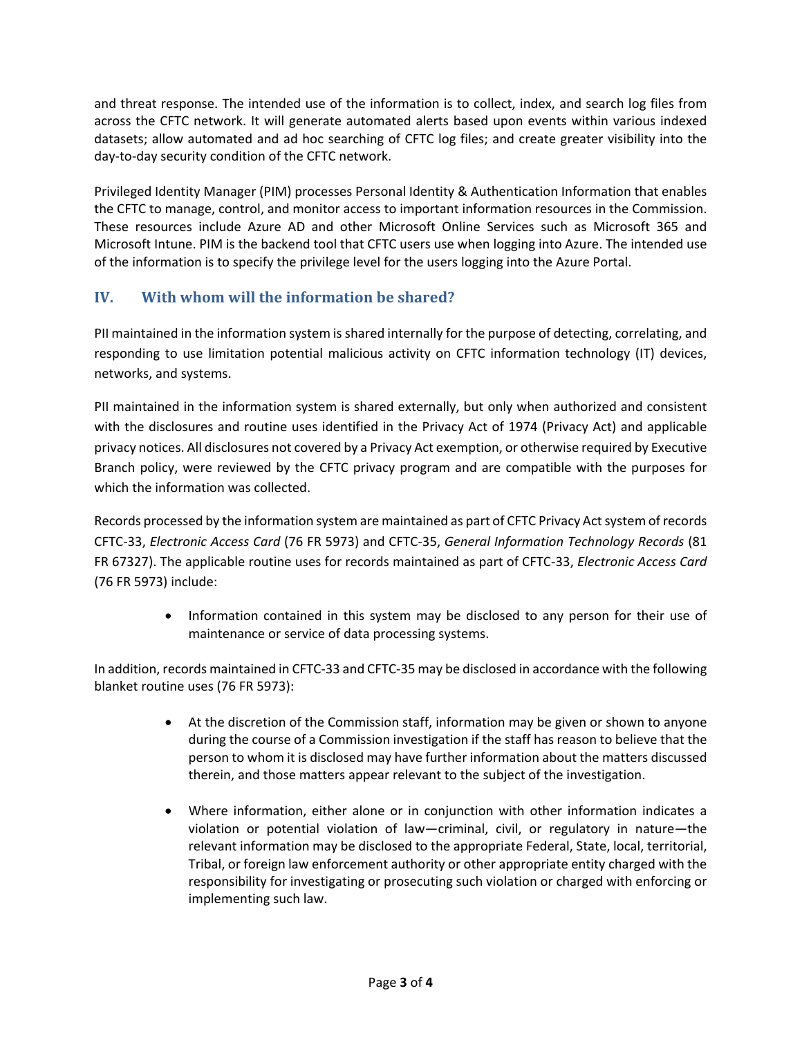and threat response. The intended use of the information is to collect, index, and search log files from across the CFTC network. It will generate automated alerts based upon events within various indexed datasets; allow automated and ad hoc searching of CFTC log files; and create greater visibility into the day-to-day security condition of the CFTC network.

Privileged Identity Manager (PIM) processes Personal Identity & Authentication Information that enables the CFTC to manage, control, and monitor access to important information resources in the Commission. These resources include Azure AD and other Microsoft Online Services such as Microsoft 365 and Microsoft Intune. PIM is the backend tool that CFTC users use when logging into Azure. The intended use of the information is to specify the privilege level for the users logging into the Azure Portal.

## IV. With whom will the information be shared?

PII maintained in the information system is shared internally for the purpose of detecting, correlating, and responding to use limitation potential malicious activity on CFTC information technology (IT) devices, networks, and systems.

PII maintained in the information system is shared externally, but only when authorized and consistent with the disclosures and routine uses identified in the Privacy Act of 1974 (Privacy Act) and applicable privacy notices. All disclosures not covered by a Privacy Act exemption, or otherwise required by Executive Branch policy, were reviewed by the CFTC privacy program and are compatible with the purposes for which the information was collected.

Records processed by the information system are maintained as part of CFTC Privacy Act system of records CFTC-33, *Electronic Access Card* (76 FR 5973) and CFTC-35, *General Information Technology Records* (81 FR 67327). The applicable routine uses for records maintained as part of CFTC-33, *Electronic Access Card* (76 FR 5973) include:

- Information contained in this system may be disclosed to any person for their use of maintenance or service of data processing systems.

In addition, records maintained in CFTC-33 and CFTC-35 may be disclosed in accordance with the following blanket routine uses (76 FR 5973):

- At the discretion of the Commission staff, information may be given or shown to anyone during the course of a Commission investigation if the staff has reason to believe that the person to whom it is disclosed may have further information about the matters discussed therein, and those matters appear relevant to the subject of the investigation.

- Where information, either alone or in conjunction with other information indicates a violation or potential violation of law—criminal, civil, or regulatory in nature—the relevant information may be disclosed to the appropriate Federal, State, local, territorial, Tribal, or foreign law enforcement authority or other appropriate entity charged with the responsibility for investigating or prosecuting such violation or charged with enforcing or implementing such law.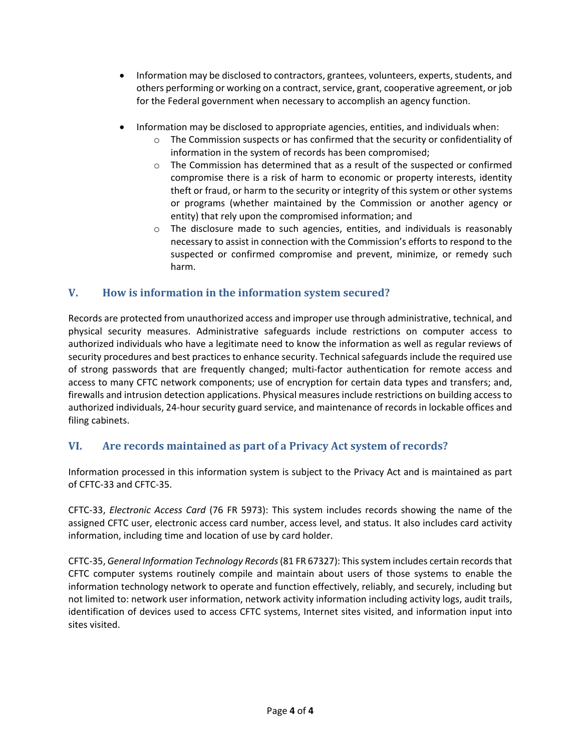- Information may be disclosed to contractors, grantees, volunteers, experts, students, and others performing or working on a contract, service, grant, cooperative agreement, or job for the Federal government when necessary to accomplish an agency function.

- Information may be disclosed to appropriate agencies, entities, and individuals when:
    - The Commission suspects or has confirmed that the security or confidentiality of information in the system of records has been compromised;
    - The Commission has determined that as a result of the suspected or confirmed compromise there is a risk of harm to economic or property interests, identity theft or fraud, or harm to the security or integrity of this system or other systems or programs (whether maintained by the Commission or another agency or entity) that rely upon the compromised information; and
    - The disclosure made to such agencies, entities, and individuals is reasonably necessary to assist in connection with the Commission's efforts to respond to the suspected or confirmed compromise and prevent, minimize, or remedy such harm.

## V. How is information in the information system secured?

Records are protected from unauthorized access and improper use through administrative, technical, and physical security measures. Administrative safeguards include restrictions on computer access to authorized individuals who have a legitimate need to know the information as well as regular reviews of security procedures and best practices to enhance security. Technical safeguards include the required use of strong passwords that are frequently changed; multi-factor authentication for remote access and access to many CFTC network components; use of encryption for certain data types and transfers; and, firewalls and intrusion detection applications. Physical measures include restrictions on building access to authorized individuals, 24-hour security guard service, and maintenance of records in lockable offices and filing cabinets.

## VI. Are records maintained as part of a Privacy Act system of records?

Information processed in this information system is subject to the Privacy Act and is maintained as part of CFTC-33 and CFTC-35.

CFTC-33, *Electronic Access Card* (76 FR 5973): This system includes records showing the name of the assigned CFTC user, electronic access card number, access level, and status. It also includes card activity information, including time and location of use by card holder.

CFTC-35, *General Information Technology Records* (81 FR 67327): This system includes certain records that CFTC computer systems routinely compile and maintain about users of those systems to enable the information technology network to operate and function effectively, reliably, and securely, including but not limited to: network user information, network activity information including activity logs, audit trails, identification of devices used to access CFTC systems, Internet sites visited, and information input into sites visited.